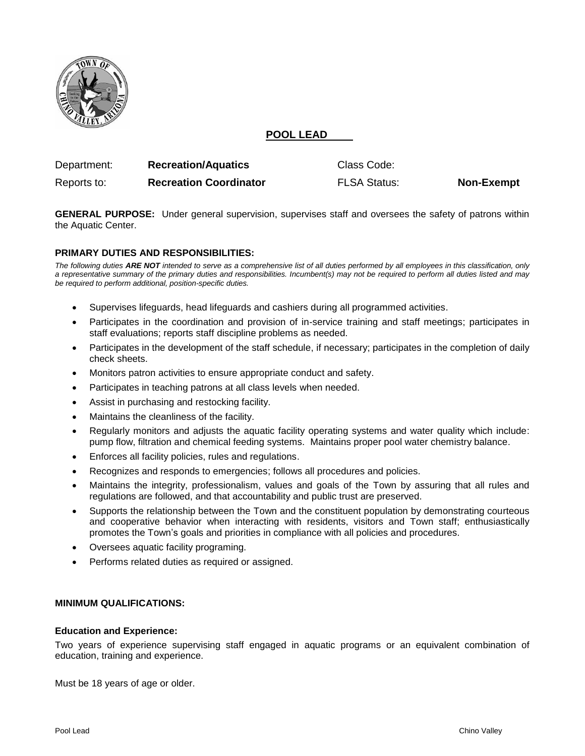# POOL LEAD

| Department: | **Recreation/Aquatics** | Class Code: | |
|---|---|---|---|
| Reports to: | **Recreation Coordinator** | FLSA Status: | **Non-Exempt** |

**GENERAL PURPOSE:** Under general supervision, supervises staff and oversees the safety of patrons within the Aquatic Center.

**PRIMARY DUTIES AND RESPONSIBILITIES:**

*The following duties **ARE NOT** intended to serve as a comprehensive list of all duties performed by all employees in this classification, only a representative summary of the primary duties and responsibilities. Incumbent(s) may not be required to perform all duties listed and may be required to perform additional, position-specific duties.*

- Supervises lifeguards, head lifeguards and cashiers during all programmed activities.
- Participates in the coordination and provision of in-service training and staff meetings; participates in staff evaluations; reports staff discipline problems as needed.
- Participates in the development of the staff schedule, if necessary; participates in the completion of daily check sheets.
- Monitors patron activities to ensure appropriate conduct and safety.
- Participates in teaching patrons at all class levels when needed.
- Assist in purchasing and restocking facility.
- Maintains the cleanliness of the facility.
- Regularly monitors and adjusts the aquatic facility operating systems and water quality which include: pump flow, filtration and chemical feeding systems. Maintains proper pool water chemistry balance.
- Enforces all facility policies, rules and regulations.
- Recognizes and responds to emergencies; follows all procedures and policies.
- Maintains the integrity, professionalism, values and goals of the Town by assuring that all rules and regulations are followed, and that accountability and public trust are preserved.
- Supports the relationship between the Town and the constituent population by demonstrating courteous and cooperative behavior when interacting with residents, visitors and Town staff; enthusiastically promotes the Town's goals and priorities in compliance with all policies and procedures.
- Oversees aquatic facility programing.
- Performs related duties as required or assigned.

**MINIMUM QUALIFICATIONS:**

**Education and Experience:**

Two years of experience supervising staff engaged in aquatic programs or an equivalent combination of education, training and experience.

Must be 18 years of age or older.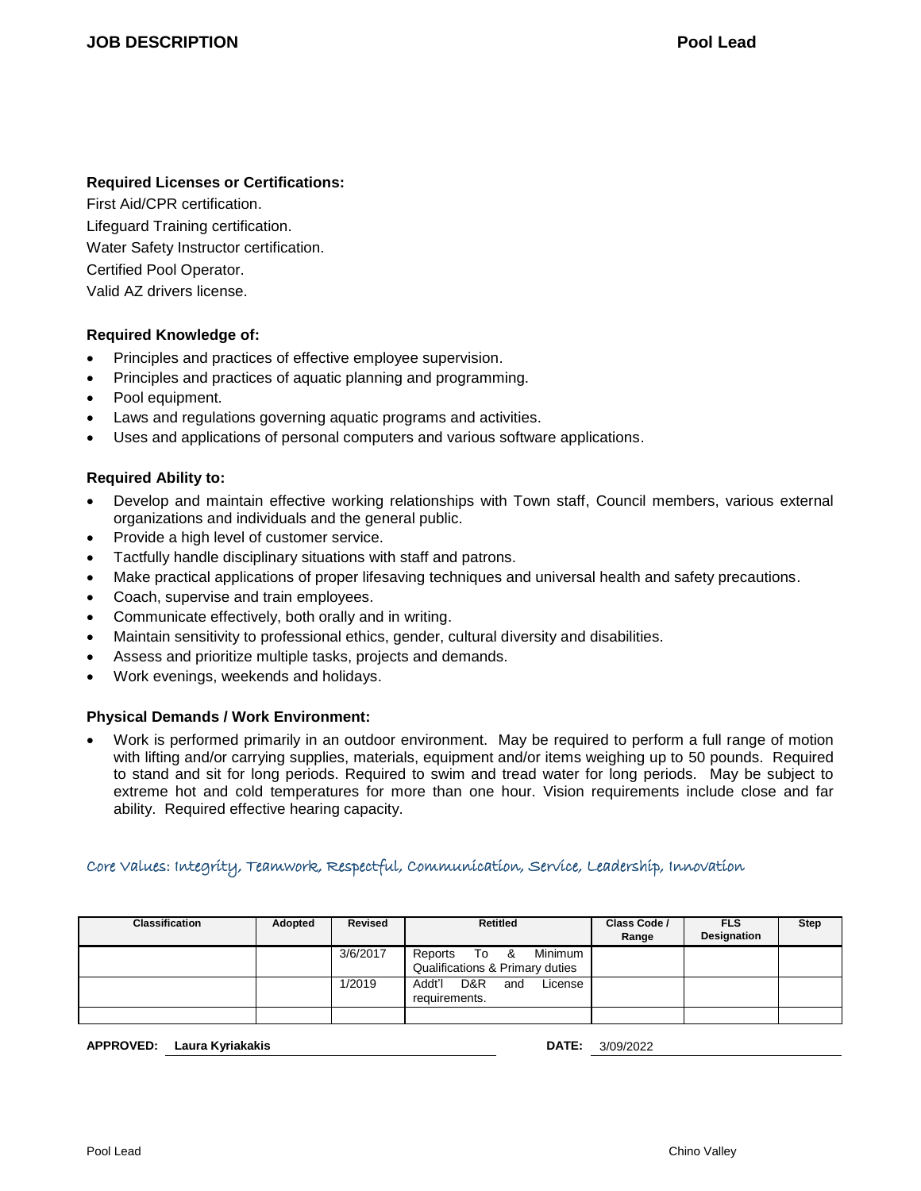**Required Licenses or Certifications:**

First Aid/CPR certification.

Lifeguard Training certification.

Water Safety Instructor certification.

Certified Pool Operator.

Valid AZ drivers license.

**Required Knowledge of:**

- Principles and practices of effective employee supervision.
- Principles and practices of aquatic planning and programming.
- Pool equipment.
- Laws and regulations governing aquatic programs and activities.
- Uses and applications of personal computers and various software applications.

**Required Ability to:**

- Develop and maintain effective working relationships with Town staff, Council members, various external organizations and individuals and the general public.
- Provide a high level of customer service.
- Tactfully handle disciplinary situations with staff and patrons.
- Make practical applications of proper lifesaving techniques and universal health and safety precautions.
- Coach, supervise and train employees.
- Communicate effectively, both orally and in writing.
- Maintain sensitivity to professional ethics, gender, cultural diversity and disabilities.
- Assess and prioritize multiple tasks, projects and demands.
- Work evenings, weekends and holidays.

**Physical Demands / Work Environment:**

- Work is performed primarily in an outdoor environment. May be required to perform a full range of motion with lifting and/or carrying supplies, materials, equipment and/or items weighing up to 50 pounds. Required to stand and sit for long periods. Required to swim and tread water for long periods. May be subject to extreme hot and cold temperatures for more than one hour. Vision requirements include close and far ability. Required effective hearing capacity.

Core Values: Integrity, Teamwork, Respectful, Communication, Service, Leadership, Innovation

| Classification | Adopted | Revised | Retitled | Class Code / Range | FLS Designation | Step |
|---|---|---|---|---|---|---|
| | | 3/6/2017 | Reports To & Minimum Qualifications & Primary duties | | | |
| | | 1/2019 | Addt'l D&R and License requirements. | | | |
| | | | | | | |

**APPROVED:** **Laura Kyriakakis** **DATE:** 3/09/2022